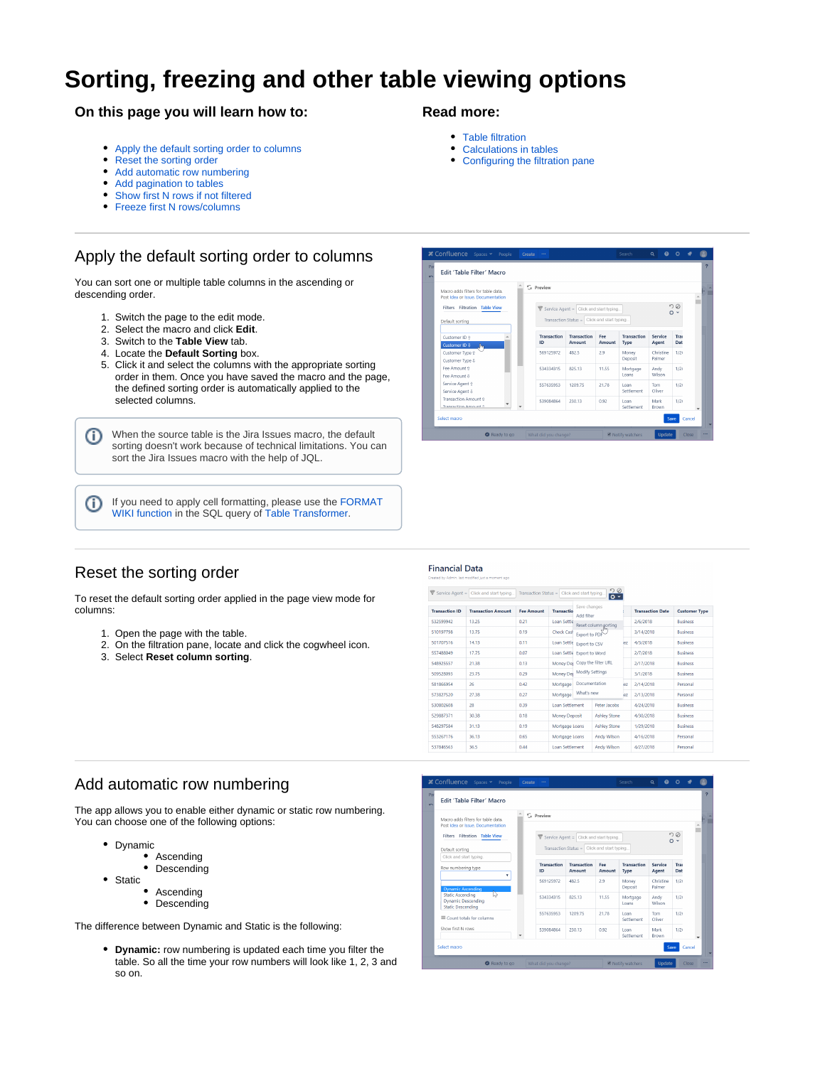# Sorting, freezing and other table viewing options

## On this page you will learn how to:

- Apply the default sorting order to columns
- Reset the sorting order
- Add automatic row numbering
- Add pagination to tables
- Show first N rows if not filtered
- Freeze first N rows/columns

## Read more:

- Table filtration
- Calculations in tables
- Configuring the filtration pane

## Apply the default sorting order to columns

You can sort one or multiple table columns in the ascending or descending order.

1. Switch the page to the edit mode.
2. Select the macro and click **Edit**.
3. Switch to the **Table View** tab.
4. Locate the **Default Sorting** box.
5. Click it and select the columns with the appropriate sorting order in them. Once you have saved the macro and the page, the defined sorting order is automatically applied to the selected columns.

When the source table is the Jira Issues macro, the default sorting doesn't work because of technical limitations. You can sort the Jira Issues macro with the help of JQL.

If you need to apply cell formatting, please use the FORMAT WIKI function in the SQL query of Table Transformer.

## Reset the sorting order

To reset the default sorting order applied in the page view mode for columns:

1. Open the page with the table.
2. On the filtration pane, locate and click the cogwheel icon.
3. Select **Reset column sorting**.

## Add automatic row numbering

The app allows you to enable either dynamic or static row numbering. You can choose one of the following options:

- Dynamic
  - Ascending
  - Descending
- Static
  - Ascending
  - Descending

The difference between Dynamic and Static is the following:

- **Dynamic:** row numbering is updated each time you filter the table. So all the time your row numbers will look like 1, 2, 3 and so on.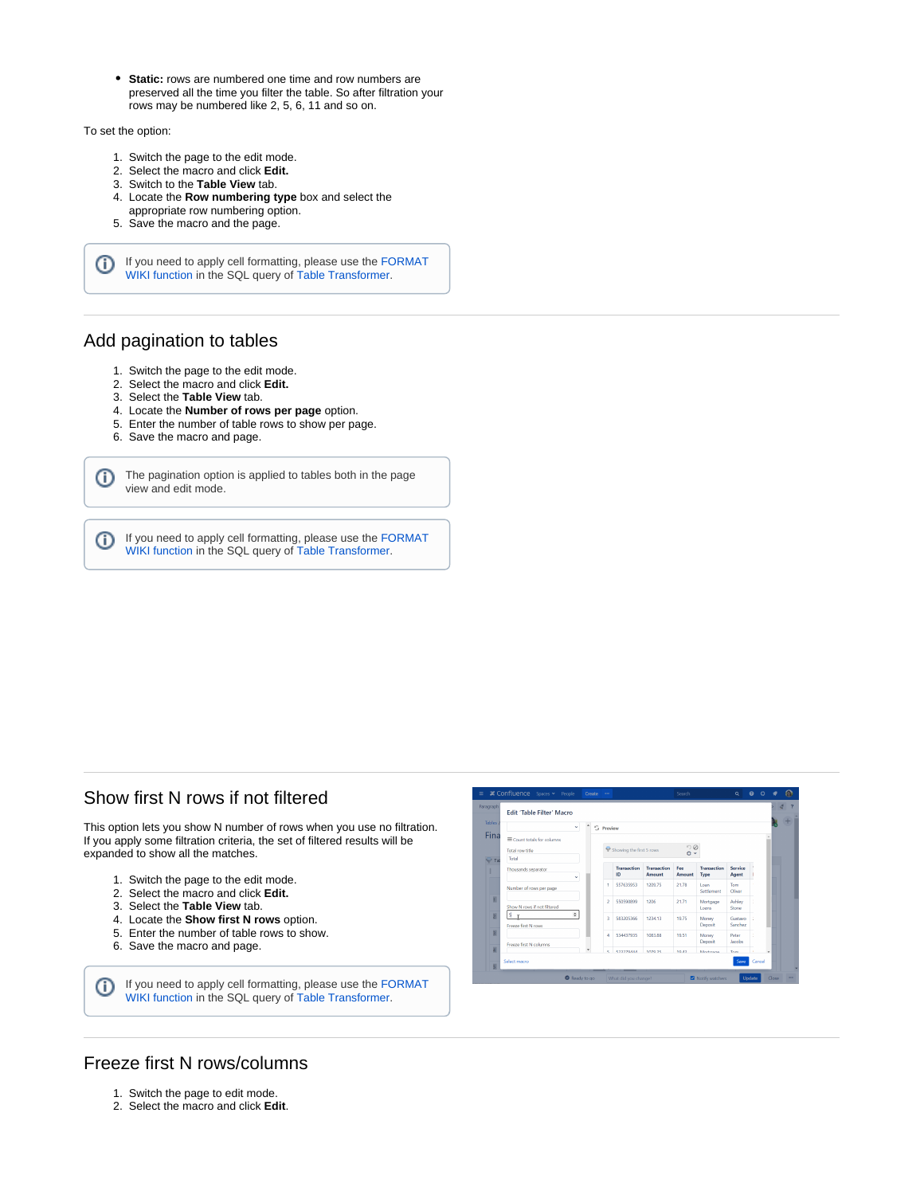- **Static:** rows are numbered one time and row numbers are preserved all the time you filter the table. So after filtration your rows may be numbered like 2, 5, 6, 11 and so on.

To set the option:

1. Switch the page to the edit mode.
2. Select the macro and click **Edit.**
3. Switch to the **Table View** tab.
4. Locate the **Row numbering type** box and select the appropriate row numbering option.
5. Save the macro and the page.

> If you need to apply cell formatting, please use the FORMAT WIKI function in the SQL query of Table Transformer.

## Add pagination to tables

1. Switch the page to the edit mode.
2. Select the macro and click **Edit.**
3. Select the **Table View** tab.
4. Locate the **Number of rows per page** option.
5. Enter the number of table rows to show per page.
6. Save the macro and page.

> The pagination option is applied to tables both in the page view and edit mode.

> If you need to apply cell formatting, please use the FORMAT WIKI function in the SQL query of Table Transformer.

## Show first N rows if not filtered

This option lets you show N number of rows when you use no filtration. If you apply some filtration criteria, the set of filtered results will be expanded to show all the matches.

1. Switch the page to the edit mode.
2. Select the macro and click **Edit.**
3. Select the **Table View** tab.
4. Locate the **Show first N rows** option.
5. Enter the number of table rows to show.
6. Save the macro and page.

> If you need to apply cell formatting, please use the FORMAT WIKI function in the SQL query of Table Transformer.

## Freeze first N rows/columns

1. Switch the page to edit mode.
2. Select the macro and click **Edit**.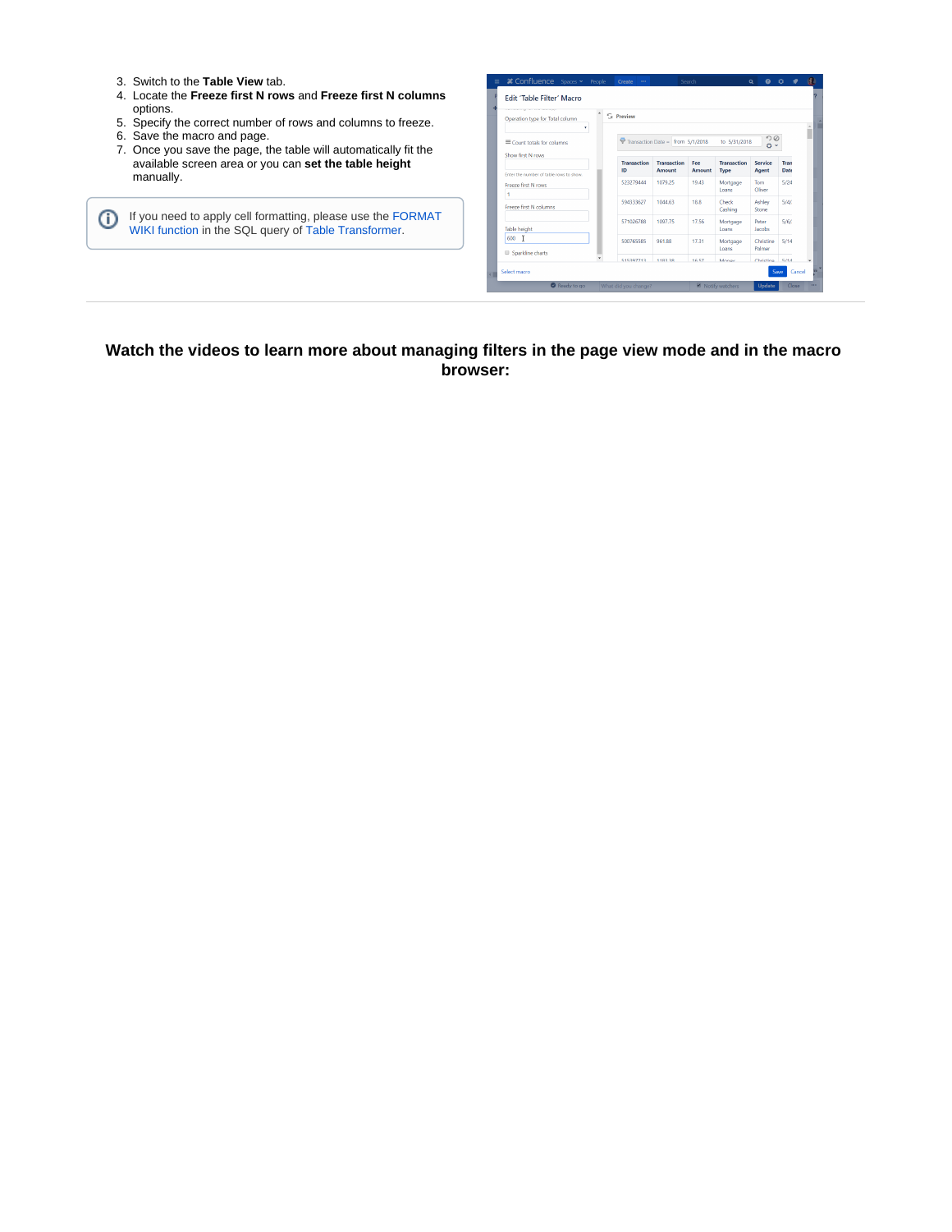3. Switch to the **Table View** tab.
4. Locate the **Freeze first N rows** and **Freeze first N columns** options.
5. Specify the correct number of rows and columns to freeze.
6. Save the macro and page.
7. Once you save the page, the table will automatically fit the available screen area or you can **set the table height** manually.

> If you need to apply cell formatting, please use the FORMAT WIKI function in the SQL query of Table Transformer.

---

**Watch the videos to learn more about managing filters in the page view mode and in the macro browser:**